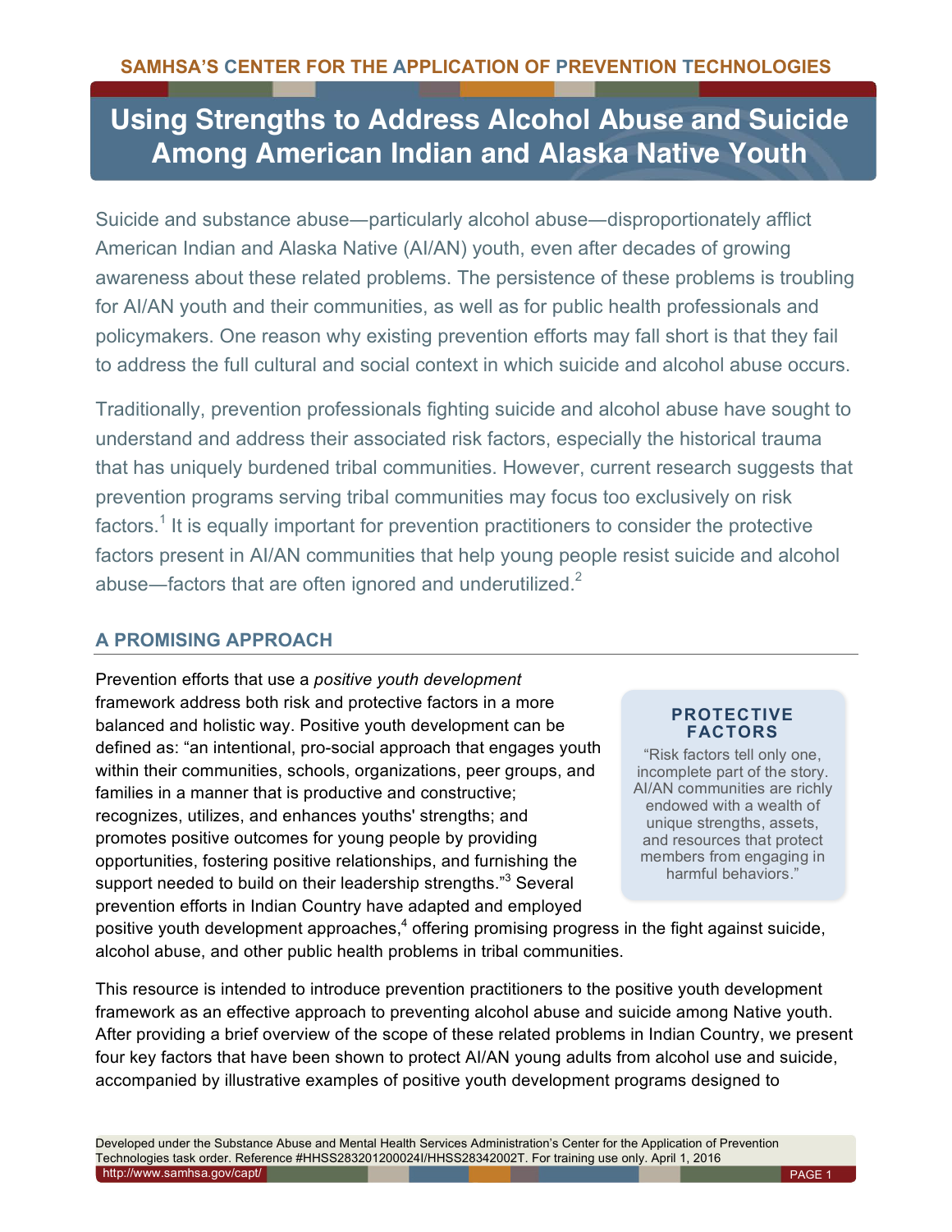SAMHSA'S CENTER FOR THE APPLICATION OF PREVENTION TECHNOLOGIES

# Using Strengths to Address Alcohol Abuse and Suicide Among American Indian and Alaska Native Youth

Suicide and substance abuse—particularly alcohol abuse—disproportionately afflict American Indian and Alaska Native (AI/AN) youth, even after decades of growing awareness about these related problems. The persistence of these problems is troubling for AI/AN youth and their communities, as well as for public health professionals and policymakers. One reason why existing prevention efforts may fall short is that they fail to address the full cultural and social context in which suicide and alcohol abuse occurs.

Traditionally, prevention professionals fighting suicide and alcohol abuse have sought to understand and address their associated risk factors, especially the historical trauma that has uniquely burdened tribal communities. However, current research suggests that prevention programs serving tribal communities may focus too exclusively on risk factors.[1] It is equally important for prevention practitioners to consider the protective factors present in AI/AN communities that help young people resist suicide and alcohol abuse—factors that are often ignored and underutilized.[2]

## A PROMISING APPROACH

Prevention efforts that use a *positive youth development* framework address both risk and protective factors in a more balanced and holistic way. Positive youth development can be defined as: "an intentional, pro-social approach that engages youth within their communities, schools, organizations, peer groups, and families in a manner that is productive and constructive; recognizes, utilizes, and enhances youths' strengths; and promotes positive outcomes for young people by providing opportunities, fostering positive relationships, and furnishing the support needed to build on their leadership strengths."[3] Several prevention efforts in Indian Country have adapted and employed positive youth development approaches,[4] offering promising progress in the fight against suicide, alcohol abuse, and other public health problems in tribal communities.

> **PROTECTIVE FACTORS**
>
> "Risk factors tell only one, incomplete part of the story. AI/AN communities are richly endowed with a wealth of unique strengths, assets, and resources that protect members from engaging in harmful behaviors."

This resource is intended to introduce prevention practitioners to the positive youth development framework as an effective approach to preventing alcohol abuse and suicide among Native youth. After providing a brief overview of the scope of these related problems in Indian Country, we present four key factors that have been shown to protect AI/AN young adults from alcohol use and suicide, accompanied by illustrative examples of positive youth development programs designed to

Developed under the Substance Abuse and Mental Health Services Administration's Center for the Application of Prevention Technologies task order. Reference #HHSS283201200024I/HHSS28342002T. For training use only. April 1, 2016

http://www.samhsa.gov/capt/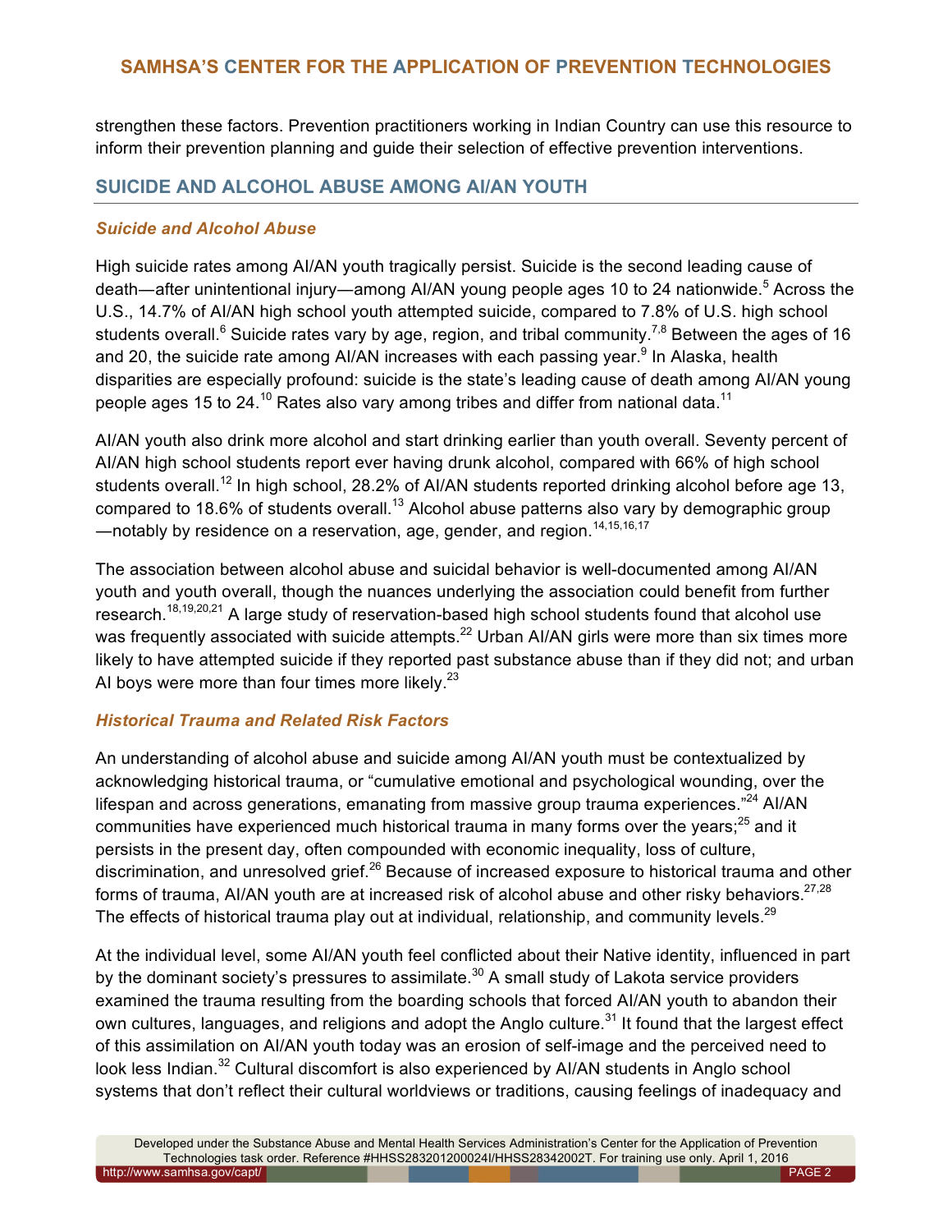strengthen these factors. Prevention practitioners working in Indian Country can use this resource to inform their prevention planning and guide their selection of effective prevention interventions.

## SUICIDE AND ALCOHOL ABUSE AMONG AI/AN YOUTH

### *Suicide and Alcohol Abuse*

High suicide rates among AI/AN youth tragically persist. Suicide is the second leading cause of death—after unintentional injury—among AI/AN young people ages 10 to 24 nationwide.[5] Across the U.S., 14.7% of AI/AN high school youth attempted suicide, compared to 7.8% of U.S. high school students overall.[6] Suicide rates vary by age, region, and tribal community.[7,8] Between the ages of 16 and 20, the suicide rate among AI/AN increases with each passing year.[9] In Alaska, health disparities are especially profound: suicide is the state's leading cause of death among AI/AN young people ages 15 to 24.[10] Rates also vary among tribes and differ from national data.[11]

AI/AN youth also drink more alcohol and start drinking earlier than youth overall. Seventy percent of AI/AN high school students report ever having drunk alcohol, compared with 66% of high school students overall.[12] In high school, 28.2% of AI/AN students reported drinking alcohol before age 13, compared to 18.6% of students overall.[13] Alcohol abuse patterns also vary by demographic group —notably by residence on a reservation, age, gender, and region.[14,15,16,17]

The association between alcohol abuse and suicidal behavior is well-documented among AI/AN youth and youth overall, though the nuances underlying the association could benefit from further research.[18,19,20,21] A large study of reservation-based high school students found that alcohol use was frequently associated with suicide attempts.[22] Urban AI/AN girls were more than six times more likely to have attempted suicide if they reported past substance abuse than if they did not; and urban AI boys were more than four times more likely.[23]

### *Historical Trauma and Related Risk Factors*

An understanding of alcohol abuse and suicide among AI/AN youth must be contextualized by acknowledging historical trauma, or "cumulative emotional and psychological wounding, over the lifespan and across generations, emanating from massive group trauma experiences."[24] AI/AN communities have experienced much historical trauma in many forms over the years;[25] and it persists in the present day, often compounded with economic inequality, loss of culture, discrimination, and unresolved grief.[26] Because of increased exposure to historical trauma and other forms of trauma, AI/AN youth are at increased risk of alcohol abuse and other risky behaviors.[27,28] The effects of historical trauma play out at individual, relationship, and community levels.[29]

At the individual level, some AI/AN youth feel conflicted about their Native identity, influenced in part by the dominant society's pressures to assimilate.[30] A small study of Lakota service providers examined the trauma resulting from the boarding schools that forced AI/AN youth to abandon their own cultures, languages, and religions and adopt the Anglo culture.[31] It found that the largest effect of this assimilation on AI/AN youth today was an erosion of self-image and the perceived need to look less Indian.[32] Cultural discomfort is also experienced by AI/AN students in Anglo school systems that don't reflect their cultural worldviews or traditions, causing feelings of inadequacy and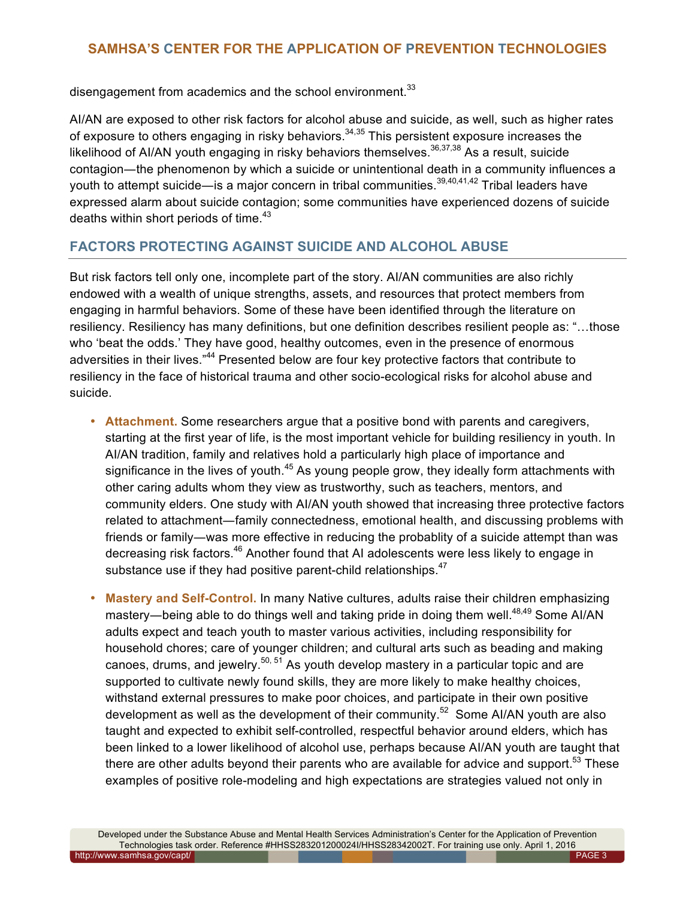disengagement from academics and the school environment.[33]

AI/AN are exposed to other risk factors for alcohol abuse and suicide, as well, such as higher rates of exposure to others engaging in risky behaviors.[34,35] This persistent exposure increases the likelihood of AI/AN youth engaging in risky behaviors themselves.[36,37,38] As a result, suicide contagion—the phenomenon by which a suicide or unintentional death in a community influences a youth to attempt suicide—is a major concern in tribal communities.[39,40,41,42] Tribal leaders have expressed alarm about suicide contagion; some communities have experienced dozens of suicide deaths within short periods of time.[43]

## FACTORS PROTECTING AGAINST SUICIDE AND ALCOHOL ABUSE

But risk factors tell only one, incomplete part of the story. AI/AN communities are also richly endowed with a wealth of unique strengths, assets, and resources that protect members from engaging in harmful behaviors. Some of these have been identified through the literature on resiliency. Resiliency has many definitions, but one definition describes resilient people as: "…those who 'beat the odds.' They have good, healthy outcomes, even in the presence of enormous adversities in their lives."[44] Presented below are four key protective factors that contribute to resiliency in the face of historical trauma and other socio-ecological risks for alcohol abuse and suicide.

- **Attachment.** Some researchers argue that a positive bond with parents and caregivers, starting at the first year of life, is the most important vehicle for building resiliency in youth. In AI/AN tradition, family and relatives hold a particularly high place of importance and significance in the lives of youth.[45] As young people grow, they ideally form attachments with other caring adults whom they view as trustworthy, such as teachers, mentors, and community elders. One study with AI/AN youth showed that increasing three protective factors related to attachment—family connectedness, emotional health, and discussing problems with friends or family—was more effective in reducing the probablity of a suicide attempt than was decreasing risk factors.[46] Another found that AI adolescents were less likely to engage in substance use if they had positive parent-child relationships.[47]

- **Mastery and Self-Control.** In many Native cultures, adults raise their children emphasizing mastery—being able to do things well and taking pride in doing them well.[48,49] Some AI/AN adults expect and teach youth to master various activities, including responsibility for household chores; care of younger children; and cultural arts such as beading and making canoes, drums, and jewelry.[50, 51] As youth develop mastery in a particular topic and are supported to cultivate newly found skills, they are more likely to make healthy choices, withstand external pressures to make poor choices, and participate in their own positive development as well as the development of their community.[52] Some AI/AN youth are also taught and expected to exhibit self-controlled, respectful behavior around elders, which has been linked to a lower likelihood of alcohol use, perhaps because AI/AN youth are taught that there are other adults beyond their parents who are available for advice and support.[53] These examples of positive role-modeling and high expectations are strategies valued not only in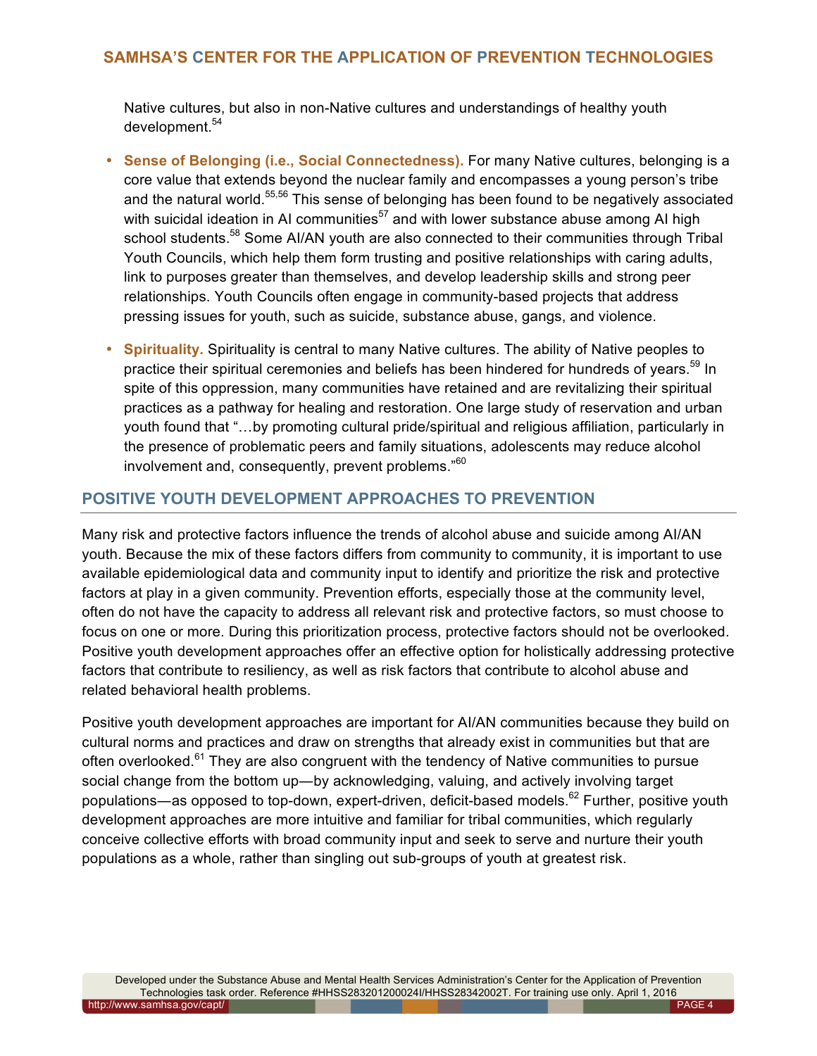Native cultures, but also in non-Native cultures and understandings of healthy youth development.[54]

- **Sense of Belonging (i.e., Social Connectedness).** For many Native cultures, belonging is a core value that extends beyond the nuclear family and encompasses a young person's tribe and the natural world.[55,56] This sense of belonging has been found to be negatively associated with suicidal ideation in AI communities[57] and with lower substance abuse among AI high school students.[58] Some AI/AN youth are also connected to their communities through Tribal Youth Councils, which help them form trusting and positive relationships with caring adults, link to purposes greater than themselves, and develop leadership skills and strong peer relationships. Youth Councils often engage in community-based projects that address pressing issues for youth, such as suicide, substance abuse, gangs, and violence.

- **Spirituality.** Spirituality is central to many Native cultures. The ability of Native peoples to practice their spiritual ceremonies and beliefs has been hindered for hundreds of years.[59] In spite of this oppression, many communities have retained and are revitalizing their spiritual practices as a pathway for healing and restoration. One large study of reservation and urban youth found that "…by promoting cultural pride/spiritual and religious affiliation, particularly in the presence of problematic peers and family situations, adolescents may reduce alcohol involvement and, consequently, prevent problems."[60]

## POSITIVE YOUTH DEVELOPMENT APPROACHES TO PREVENTION

Many risk and protective factors influence the trends of alcohol abuse and suicide among AI/AN youth. Because the mix of these factors differs from community to community, it is important to use available epidemiological data and community input to identify and prioritize the risk and protective factors at play in a given community. Prevention efforts, especially those at the community level, often do not have the capacity to address all relevant risk and protective factors, so must choose to focus on one or more. During this prioritization process, protective factors should not be overlooked. Positive youth development approaches offer an effective option for holistically addressing protective factors that contribute to resiliency, as well as risk factors that contribute to alcohol abuse and related behavioral health problems.

Positive youth development approaches are important for AI/AN communities because they build on cultural norms and practices and draw on strengths that already exist in communities but that are often overlooked.[61] They are also congruent with the tendency of Native communities to pursue social change from the bottom up—by acknowledging, valuing, and actively involving target populations—as opposed to top-down, expert-driven, deficit-based models.[62] Further, positive youth development approaches are more intuitive and familiar for tribal communities, which regularly conceive collective efforts with broad community input and seek to serve and nurture their youth populations as a whole, rather than singling out sub-groups of youth at greatest risk.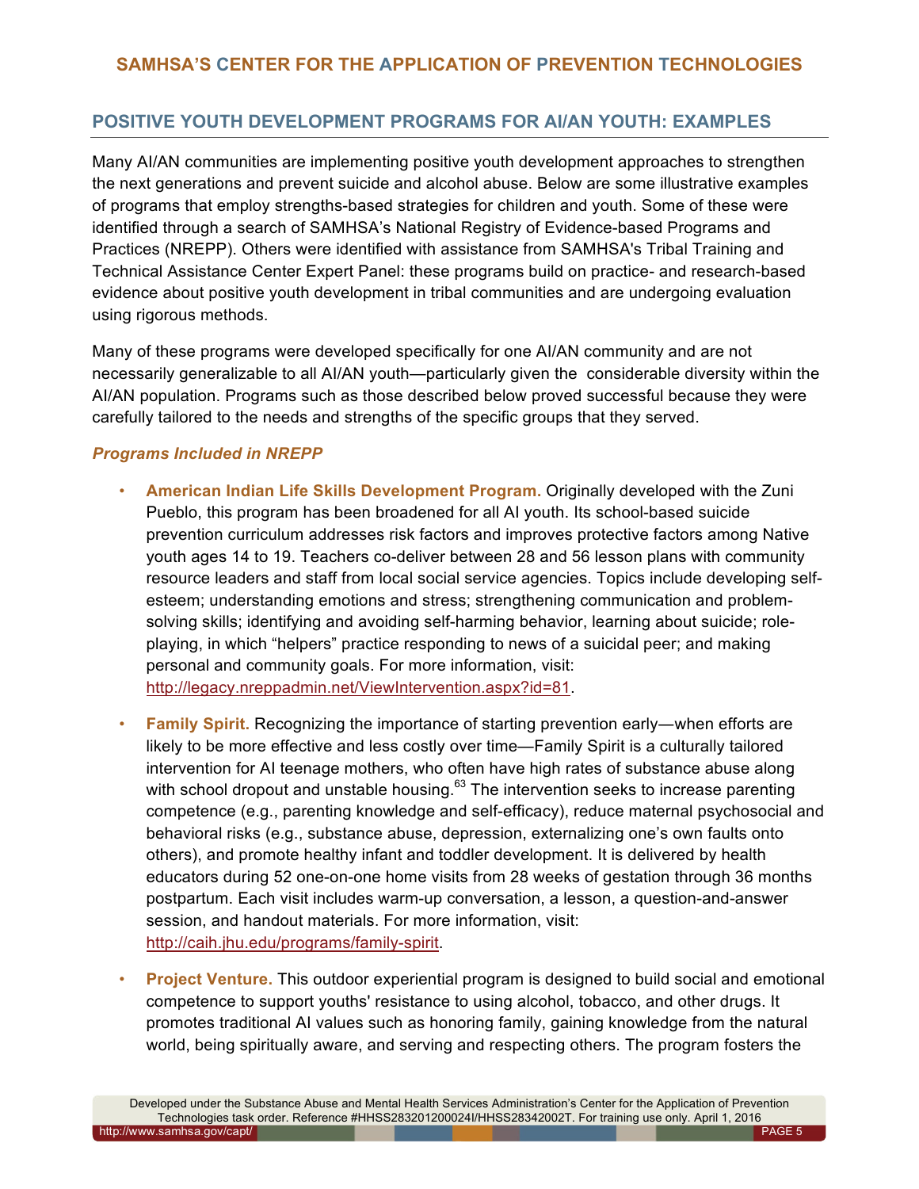## POSITIVE YOUTH DEVELOPMENT PROGRAMS FOR AI/AN YOUTH: EXAMPLES

Many AI/AN communities are implementing positive youth development approaches to strengthen the next generations and prevent suicide and alcohol abuse. Below are some illustrative examples of programs that employ strengths-based strategies for children and youth. Some of these were identified through a search of SAMHSA's National Registry of Evidence-based Programs and Practices (NREPP). Others were identified with assistance from SAMHSA's Tribal Training and Technical Assistance Center Expert Panel: these programs build on practice- and research-based evidence about positive youth development in tribal communities and are undergoing evaluation using rigorous methods.

Many of these programs were developed specifically for one AI/AN community and are not necessarily generalizable to all AI/AN youth—particularly given the considerable diversity within the AI/AN population. Programs such as those described below proved successful because they were carefully tailored to the needs and strengths of the specific groups that they served.

### *Programs Included in NREPP*

- **American Indian Life Skills Development Program.** Originally developed with the Zuni Pueblo, this program has been broadened for all AI youth. Its school-based suicide prevention curriculum addresses risk factors and improves protective factors among Native youth ages 14 to 19. Teachers co-deliver between 28 and 56 lesson plans with community resource leaders and staff from local social service agencies. Topics include developing self-esteem; understanding emotions and stress; strengthening communication and problem-solving skills; identifying and avoiding self-harming behavior, learning about suicide; role-playing, in which "helpers" practice responding to news of a suicidal peer; and making personal and community goals. For more information, visit: http://legacy.nreppadmin.net/ViewIntervention.aspx?id=81.
- **Family Spirit.** Recognizing the importance of starting prevention early—when efforts are likely to be more effective and less costly over time—Family Spirit is a culturally tailored intervention for AI teenage mothers, who often have high rates of substance abuse along with school dropout and unstable housing.[63] The intervention seeks to increase parenting competence (e.g., parenting knowledge and self-efficacy), reduce maternal psychosocial and behavioral risks (e.g., substance abuse, depression, externalizing one's own faults onto others), and promote healthy infant and toddler development. It is delivered by health educators during 52 one-on-one home visits from 28 weeks of gestation through 36 months postpartum. Each visit includes warm-up conversation, a lesson, a question-and-answer session, and handout materials. For more information, visit: http://caih.jhu.edu/programs/family-spirit.
- **Project Venture.** This outdoor experiential program is designed to build social and emotional competence to support youths' resistance to using alcohol, tobacco, and other drugs. It promotes traditional AI values such as honoring family, gaining knowledge from the natural world, being spiritually aware, and serving and respecting others. The program fosters the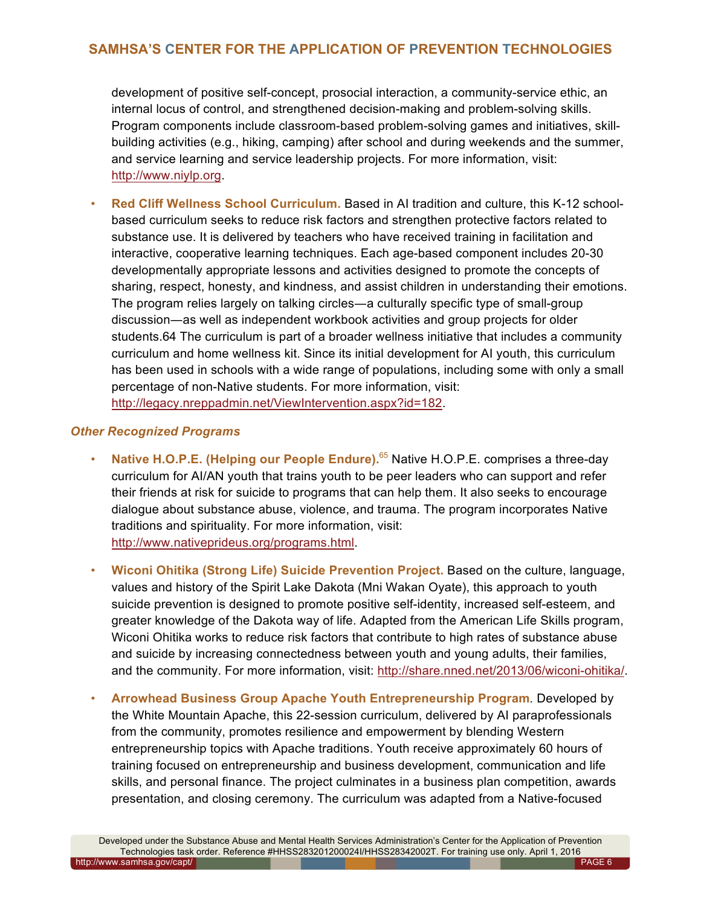development of positive self-concept, prosocial interaction, a community-service ethic, an internal locus of control, and strengthened decision-making and problem-solving skills. Program components include classroom-based problem-solving games and initiatives, skill-building activities (e.g., hiking, camping) after school and during weekends and the summer, and service learning and service leadership projects. For more information, visit: http://www.niylp.org.

- **Red Cliff Wellness School Curriculum.** Based in AI tradition and culture, this K-12 school-based curriculum seeks to reduce risk factors and strengthen protective factors related to substance use. It is delivered by teachers who have received training in facilitation and interactive, cooperative learning techniques. Each age-based component includes 20-30 developmentally appropriate lessons and activities designed to promote the concepts of sharing, respect, honesty, and kindness, and assist children in understanding their emotions. The program relies largely on talking circles—a culturally specific type of small-group discussion—as well as independent workbook activities and group projects for older students.64 The curriculum is part of a broader wellness initiative that includes a community curriculum and home wellness kit. Since its initial development for AI youth, this curriculum has been used in schools with a wide range of populations, including some with only a small percentage of non-Native students. For more information, visit: http://legacy.nreppadmin.net/ViewIntervention.aspx?id=182.

### *Other Recognized Programs*

- **Native H.O.P.E. (Helping our People Endure).**[65] Native H.O.P.E. comprises a three-day curriculum for AI/AN youth that trains youth to be peer leaders who can support and refer their friends at risk for suicide to programs that can help them. It also seeks to encourage dialogue about substance abuse, violence, and trauma. The program incorporates Native traditions and spirituality. For more information, visit: http://www.nativeprideus.org/programs.html.

- **Wiconi Ohitika (Strong Life) Suicide Prevention Project.** Based on the culture, language, values and history of the Spirit Lake Dakota (Mni Wakan Oyate), this approach to youth suicide prevention is designed to promote positive self-identity, increased self-esteem, and greater knowledge of the Dakota way of life. Adapted from the American Life Skills program, Wiconi Ohitika works to reduce risk factors that contribute to high rates of substance abuse and suicide by increasing connectedness between youth and young adults, their families, and the community. For more information, visit: http://share.nned.net/2013/06/wiconi-ohitika/.

- **Arrowhead Business Group Apache Youth Entrepreneurship Program**. Developed by the White Mountain Apache, this 22-session curriculum, delivered by AI paraprofessionals from the community, promotes resilience and empowerment by blending Western entrepreneurship topics with Apache traditions. Youth receive approximately 60 hours of training focused on entrepreneurship and business development, communication and life skills, and personal finance. The project culminates in a business plan competition, awards presentation, and closing ceremony. The curriculum was adapted from a Native-focused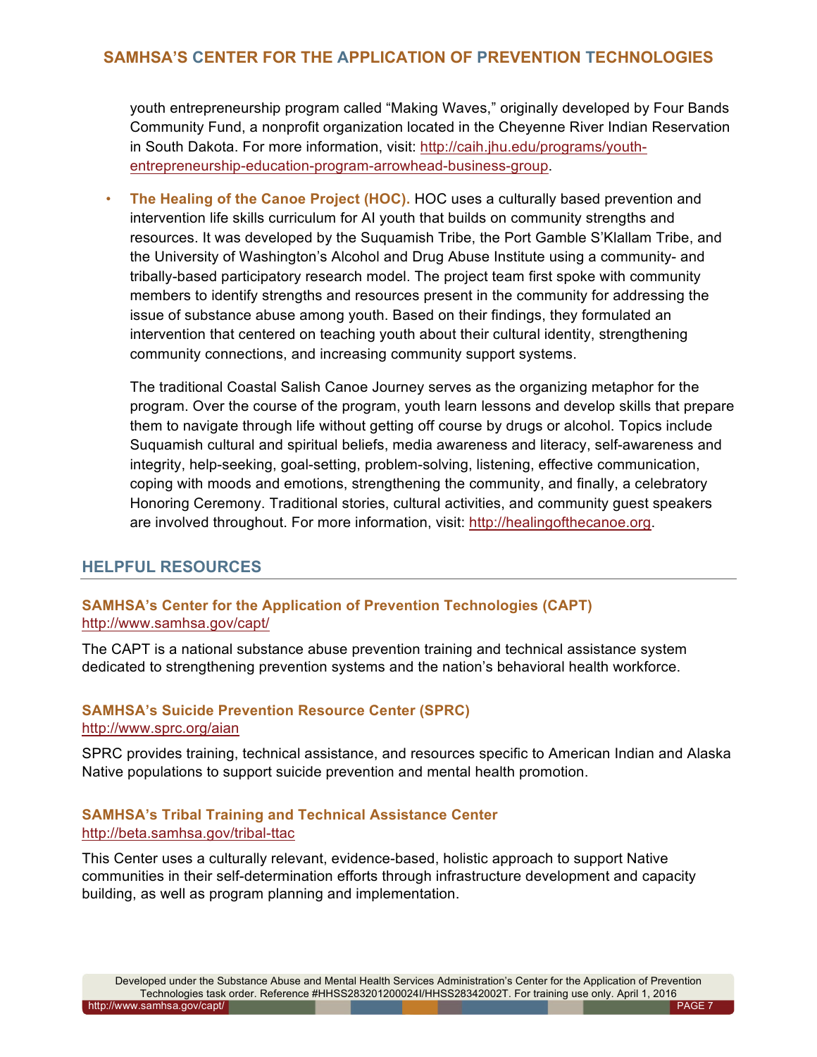youth entrepreneurship program called "Making Waves," originally developed by Four Bands Community Fund, a nonprofit organization located in the Cheyenne River Indian Reservation in South Dakota. For more information, visit: http://caih.jhu.edu/programs/youth-entrepreneurship-education-program-arrowhead-business-group.

- **The Healing of the Canoe Project (HOC).** HOC uses a culturally based prevention and intervention life skills curriculum for AI youth that builds on community strengths and resources. It was developed by the Suquamish Tribe, the Port Gamble S'Klallam Tribe, and the University of Washington's Alcohol and Drug Abuse Institute using a community- and tribally-based participatory research model. The project team first spoke with community members to identify strengths and resources present in the community for addressing the issue of substance abuse among youth. Based on their findings, they formulated an intervention that centered on teaching youth about their cultural identity, strengthening community connections, and increasing community support systems.

  The traditional Coastal Salish Canoe Journey serves as the organizing metaphor for the program. Over the course of the program, youth learn lessons and develop skills that prepare them to navigate through life without getting off course by drugs or alcohol. Topics include Suquamish cultural and spiritual beliefs, media awareness and literacy, self-awareness and integrity, help-seeking, goal-setting, problem-solving, listening, effective communication, coping with moods and emotions, strengthening the community, and finally, a celebratory Honoring Ceremony. Traditional stories, cultural activities, and community guest speakers are involved throughout. For more information, visit: http://healingofthecanoe.org.

## HELPFUL RESOURCES

### SAMHSA's Center for the Application of Prevention Technologies (CAPT)

http://www.samhsa.gov/capt/

The CAPT is a national substance abuse prevention training and technical assistance system dedicated to strengthening prevention systems and the nation's behavioral health workforce.

### SAMHSA's Suicide Prevention Resource Center (SPRC)

http://www.sprc.org/aian

SPRC provides training, technical assistance, and resources specific to American Indian and Alaska Native populations to support suicide prevention and mental health promotion.

### SAMHSA's Tribal Training and Technical Assistance Center

http://beta.samhsa.gov/tribal-ttac

This Center uses a culturally relevant, evidence-based, holistic approach to support Native communities in their self-determination efforts through infrastructure development and capacity building, as well as program planning and implementation.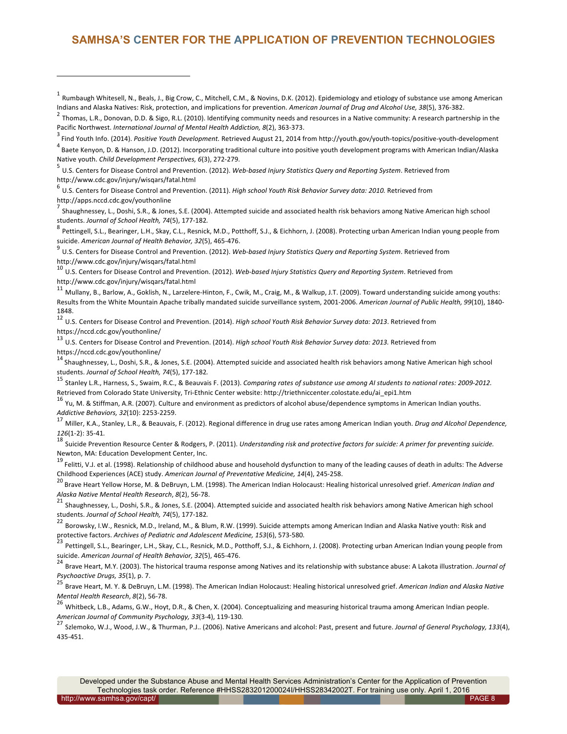[1] Rumbaugh Whitesell, N., Beals, J., Big Crow, C., Mitchell, C.M., & Novins, D.K. (2012). Epidemiology and etiology of substance use among American Indians and Alaska Natives: Risk, protection, and implications for prevention. *American Journal of Drug and Alcohol Use, 38*(5), 376-382.

[2] Thomas, L.R., Donovan, D.D. & Sigo, R.L. (2010). Identifying community needs and resources in a Native community: A research partnership in the Pacific Northwest. *International Journal of Mental Health Addiction, 8*(2), 363-373.

[3] Find Youth Info. (2014). *Positive Youth Development.* Retrieved August 21, 2014 from http://youth.gov/youth-topics/positive-youth-development

[4] Baete Kenyon, D. & Hanson, J.D. (2012). Incorporating traditional culture into positive youth development programs with American Indian/Alaska Native youth. *Child Development Perspectives, 6*(3), 272-279.

[5] U.S. Centers for Disease Control and Prevention. (2012). *Web-based Injury Statistics Query and Reporting System*. Retrieved from http://www.cdc.gov/injury/wisqars/fatal.html

[6] U.S. Centers for Disease Control and Prevention. (2011). *High school Youth Risk Behavior Survey data: 2010.* Retrieved from http://apps.nccd.cdc.gov/youthonline

[7] Shaughnessey, L., Doshi, S.R., & Jones, S.E. (2004). Attempted suicide and associated health risk behaviors among Native American high school students. *Journal of School Health, 74*(5), 177-182.

[8] Pettingell, S.L., Bearinger, L.H., Skay, C.L., Resnick, M.D., Potthoff, S.J., & Eichhorn, J. (2008). Protecting urban American Indian young people from suicide. *American Journal of Health Behavior, 32*(5), 465-476.

[9] U.S. Centers for Disease Control and Prevention. (2012). *Web-based Injury Statistics Query and Reporting System*. Retrieved from http://www.cdc.gov/injury/wisqars/fatal.html

[10] U.S. Centers for Disease Control and Prevention. (2012). *Web-based Injury Statistics Query and Reporting System*. Retrieved from http://www.cdc.gov/injury/wisqars/fatal.html

[11] Mullany, B., Barlow, A., Goklish, N., Larzelere-Hinton, F., Cwik, M., Craig, M., & Walkup, J.T. (2009). Toward understanding suicide among youths: Results from the White Mountain Apache tribally mandated suicide surveillance system, 2001-2006. *American Journal of Public Health, 99*(10), 1840-1848.

[12] U.S. Centers for Disease Control and Prevention. (2014). *High school Youth Risk Behavior Survey data: 2013*. Retrieved from https://nccd.cdc.gov/youthonline/

[13] U.S. Centers for Disease Control and Prevention. (2014). *High school Youth Risk Behavior Survey data: 2013.* Retrieved from https://nccd.cdc.gov/youthonline/

[14] Shaughnessey, L., Doshi, S.R., & Jones, S.E. (2004). Attempted suicide and associated health risk behaviors among Native American high school students. *Journal of School Health, 74*(5), 177-182.

[15] Stanley L.R., Harness, S., Swaim, R.C., & Beauvais F. (2013). *Comparing rates of substance use among AI students to national rates: 2009-2012.* Retrieved from Colorado State University, Tri-Ethnic Center website: http://triethniccenter.colostate.edu/ai_epi1.htm

[16] Yu, M. & Stiffman, A.R. (2007). Culture and environment as predictors of alcohol abuse/dependence symptoms in American Indian youths. *Addictive Behaviors, 32*(10): 2253-2259.

[17] Miller, K.A., Stanley, L.R., & Beauvais, F. (2012). Regional difference in drug use rates among American Indian youth. *Drug and Alcohol Dependence, 126*(1-2): 35-41.

[18] Suicide Prevention Resource Center & Rodgers, P. (2011). *Understanding risk and protective factors for suicide: A primer for preventing suicide.* Newton, MA: Education Development Center, Inc.

[19] Felitti, V.J. et al. (1998). Relationship of childhood abuse and household dysfunction to many of the leading causes of death in adults: The Adverse Childhood Experiences (ACE) study. *American Journal of Preventative Medicine, 14*(4), 245-258.

[20] Brave Heart Yellow Horse, M. & DeBruyn, L.M. (1998). The American Indian Holocaust: Healing historical unresolved grief. *American Indian and Alaska Native Mental Health Research*, *8*(2), 56-78.

[21] Shaughnessey, L., Doshi, S.R., & Jones, S.E. (2004). Attempted suicide and associated health risk behaviors among Native American high school students. *Journal of School Health, 74*(5), 177-182.

[22] Borowsky, I.W., Resnick, M.D., Ireland, M., & Blum, R.W. (1999). Suicide attempts among American Indian and Alaska Native youth: Risk and protective factors. *Archives of Pediatric and Adolescent Medicine, 153*(6), 573-580.

[23] Pettingell, S.L., Bearinger, L.H., Skay, C.L., Resnick, M.D., Potthoff, S.J., & Eichhorn, J. (2008). Protecting urban American Indian young people from suicide. *American Journal of Health Behavior, 32*(5), 465-476.

[24] Brave Heart, M.Y. (2003). The historical trauma response among Natives and its relationship with substance abuse: A Lakota illustration. *Journal of Psychoactive Drugs, 35*(1), p. 7.

[25] Brave Heart, M. Y. & DeBruyn, L.M. (1998). The American Indian Holocaust: Healing historical unresolved grief. *American Indian and Alaska Native Mental Health Research*, *8*(2), 56-78.

[26] Whitbeck, L.B., Adams, G.W., Hoyt, D.R., & Chen, X. (2004). Conceptualizing and measuring historical trauma among American Indian people. *American Journal of Community Psychology, 33*(3-4), 119-130.

[27] Szlemoko, W.J., Wood, J.W., & Thurman, P.J.. (2006). Native Americans and alcohol: Past, present and future. *Journal of General Psychology, 133*(4), 435-451.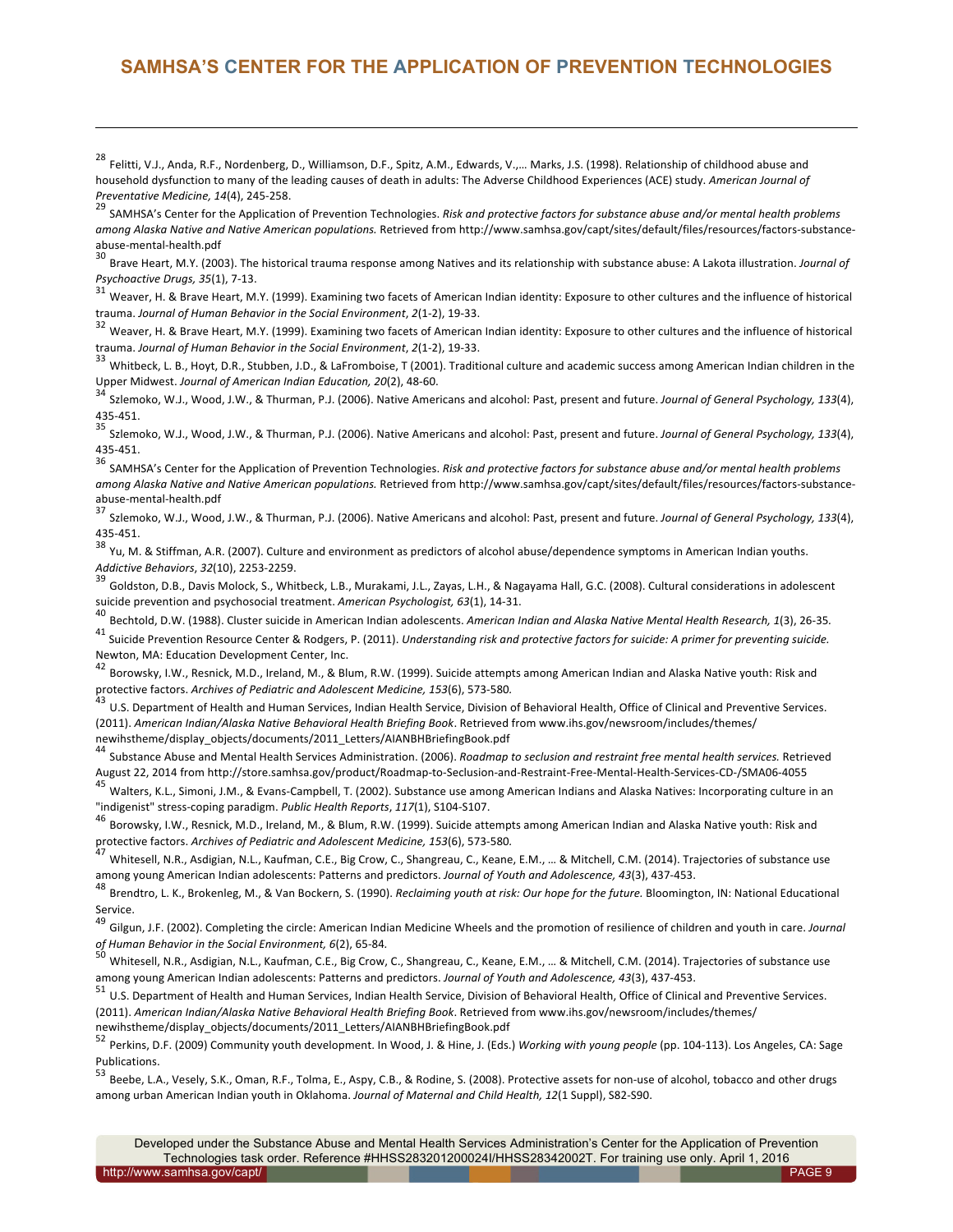[28] Felitti, V.J., Anda, R.F., Nordenberg, D., Williamson, D.F., Spitz, A.M., Edwards, V.,… Marks, J.S. (1998). Relationship of childhood abuse and household dysfunction to many of the leading causes of death in adults: The Adverse Childhood Experiences (ACE) study. *American Journal of Preventative Medicine, 14*(4), 245-258.

[29] SAMHSA's Center for the Application of Prevention Technologies. *Risk and protective factors for substance abuse and/or mental health problems among Alaska Native and Native American populations.* Retrieved from http://www.samhsa.gov/capt/sites/default/files/resources/factors-substance-abuse-mental-health.pdf

[30] Brave Heart, M.Y. (2003). The historical trauma response among Natives and its relationship with substance abuse: A Lakota illustration. *Journal of Psychoactive Drugs, 35*(1), 7-13.

[31] Weaver, H. & Brave Heart, M.Y. (1999). Examining two facets of American Indian identity: Exposure to other cultures and the influence of historical trauma. *Journal of Human Behavior in the Social Environment*, *2*(1-2), 19-33.

[32] Weaver, H. & Brave Heart, M.Y. (1999). Examining two facets of American Indian identity: Exposure to other cultures and the influence of historical trauma. *Journal of Human Behavior in the Social Environment*, *2*(1-2), 19-33.

[33] Whitbeck, L. B., Hoyt, D.R., Stubben, J.D., & LaFromboise, T (2001). Traditional culture and academic success among American Indian children in the Upper Midwest. *Journal of American Indian Education, 20*(2), 48-60.

[34] Szlemoko, W.J., Wood, J.W., & Thurman, P.J. (2006). Native Americans and alcohol: Past, present and future. *Journal of General Psychology, 133*(4), 435-451.

[35] Szlemoko, W.J., Wood, J.W., & Thurman, P.J. (2006). Native Americans and alcohol: Past, present and future. *Journal of General Psychology, 133*(4), 435-451.

[36] SAMHSA's Center for the Application of Prevention Technologies. *Risk and protective factors for substance abuse and/or mental health problems among Alaska Native and Native American populations.* Retrieved from http://www.samhsa.gov/capt/sites/default/files/resources/factors-substance-abuse-mental-health.pdf

[37] Szlemoko, W.J., Wood, J.W., & Thurman, P.J. (2006). Native Americans and alcohol: Past, present and future. *Journal of General Psychology, 133*(4), 435-451.

[38] Yu, M. & Stiffman, A.R. (2007). Culture and environment as predictors of alcohol abuse/dependence symptoms in American Indian youths. *Addictive Behaviors*, *32*(10), 2253-2259.

[39] Goldston, D.B., Davis Molock, S., Whitbeck, L.B., Murakami, J.L., Zayas, L.H., & Nagayama Hall, G.C. (2008). Cultural considerations in adolescent suicide prevention and psychosocial treatment. *American Psychologist, 63*(1), 14-31.

[40] Bechtold, D.W. (1988). Cluster suicide in American Indian adolescents. *American Indian and Alaska Native Mental Health Research, 1*(3), 26-35.

[41] Suicide Prevention Resource Center & Rodgers, P. (2011). *Understanding risk and protective factors for suicide: A primer for preventing suicide.* Newton, MA: Education Development Center, Inc.

[42] Borowsky, I.W., Resnick, M.D., Ireland, M., & Blum, R.W. (1999). Suicide attempts among American Indian and Alaska Native youth: Risk and protective factors. *Archives of Pediatric and Adolescent Medicine, 153*(6), 573-580.

[43] U.S. Department of Health and Human Services, Indian Health Service, Division of Behavioral Health, Office of Clinical and Preventive Services. (2011). *American Indian/Alaska Native Behavioral Health Briefing Book*. Retrieved from www.ihs.gov/newsroom/includes/themes/newihstheme/display_objects/documents/2011_Letters/AIANBHBriefingBook.pdf

[44] Substance Abuse and Mental Health Services Administration. (2006). *Roadmap to seclusion and restraint free mental health services.* Retrieved August 22, 2014 from http://store.samhsa.gov/product/Roadmap-to-Seclusion-and-Restraint-Free-Mental-Health-Services-CD-/SMA06-4055

[45] Walters, K.L., Simoni, J.M., & Evans-Campbell, T. (2002). Substance use among American Indians and Alaska Natives: Incorporating culture in an "indigenist" stress-coping paradigm. *Public Health Reports*, *117*(1), S104-S107.

[46] Borowsky, I.W., Resnick, M.D., Ireland, M., & Blum, R.W. (1999). Suicide attempts among American Indian and Alaska Native youth: Risk and protective factors. *Archives of Pediatric and Adolescent Medicine, 153*(6), 573-580.

[47] Whitesell, N.R., Asdigian, N.L., Kaufman, C.E., Big Crow, C., Shangreau, C., Keane, E.M., … & Mitchell, C.M. (2014). Trajectories of substance use among young American Indian adolescents: Patterns and predictors. *Journal of Youth and Adolescence, 43*(3), 437-453.

[48] Brendtro, L. K., Brokenleg, M., & Van Bockern, S. (1990). *Reclaiming youth at risk: Our hope for the future.* Bloomington, IN: National Educational Service.

[49] Gilgun, J.F. (2002). Completing the circle: American Indian Medicine Wheels and the promotion of resilience of children and youth in care. *Journal of Human Behavior in the Social Environment, 6*(2), 65-84.

[50] Whitesell, N.R., Asdigian, N.L., Kaufman, C.E., Big Crow, C., Shangreau, C., Keane, E.M., … & Mitchell, C.M. (2014). Trajectories of substance use among young American Indian adolescents: Patterns and predictors. *Journal of Youth and Adolescence, 43*(3), 437-453.

[51] U.S. Department of Health and Human Services, Indian Health Service, Division of Behavioral Health, Office of Clinical and Preventive Services. (2011). *American Indian/Alaska Native Behavioral Health Briefing Book*. Retrieved from www.ihs.gov/newsroom/includes/themes/newihstheme/display_objects/documents/2011_Letters/AIANBHBriefingBook.pdf

[52] Perkins, D.F. (2009) Community youth development. In Wood, J. & Hine, J. (Eds.) *Working with young people* (pp. 104-113). Los Angeles, CA: Sage Publications.

[53] Beebe, L.A., Vesely, S.K., Oman, R.F., Tolma, E., Aspy, C.B., & Rodine, S. (2008). Protective assets for non-use of alcohol, tobacco and other drugs among urban American Indian youth in Oklahoma. *Journal of Maternal and Child Health, 12*(1 Suppl), S82-S90.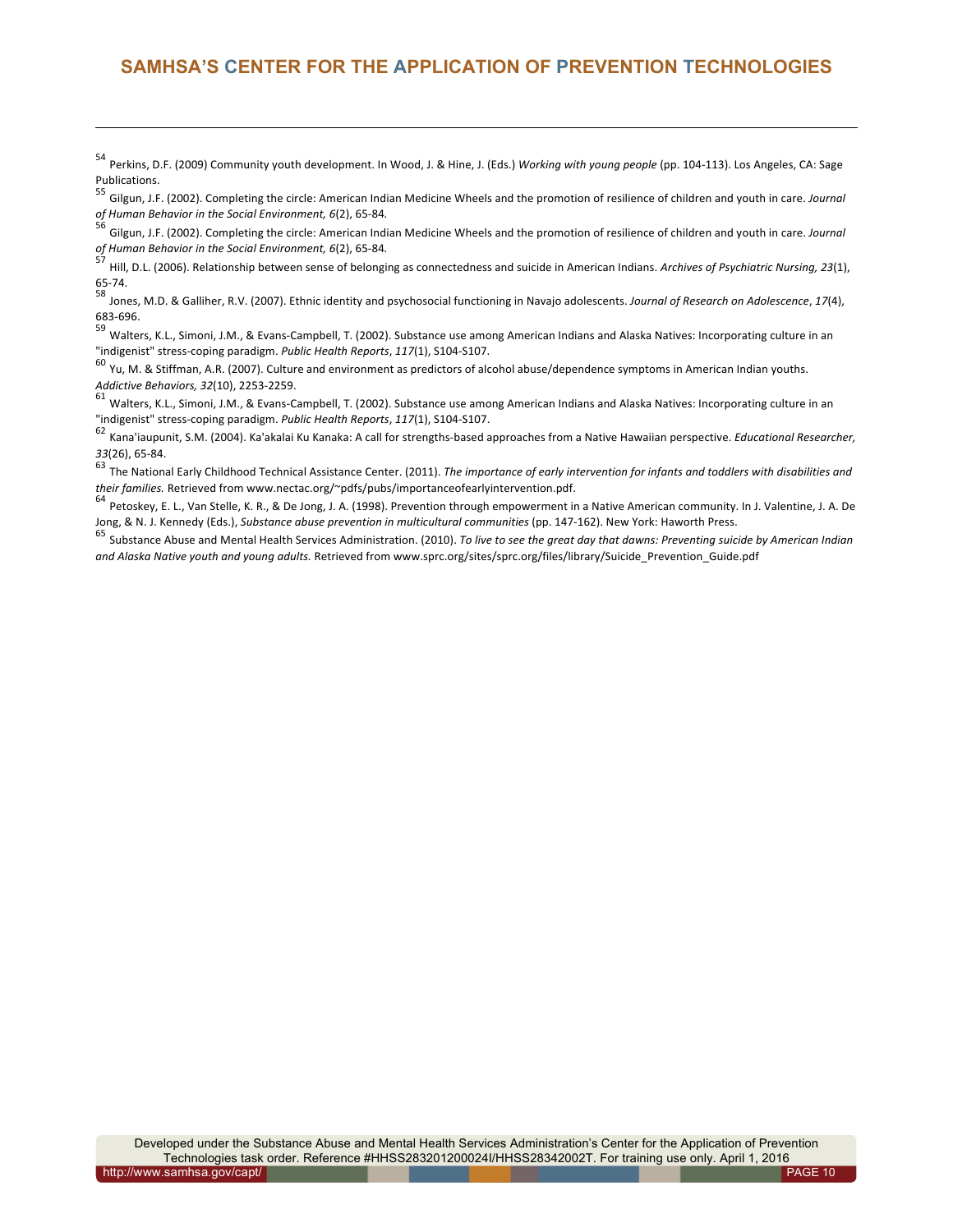[54] Perkins, D.F. (2009) Community youth development. In Wood, J. & Hine, J. (Eds.) *Working with young people* (pp. 104-113). Los Angeles, CA: Sage Publications.

[55] Gilgun, J.F. (2002). Completing the circle: American Indian Medicine Wheels and the promotion of resilience of children and youth in care. *Journal of Human Behavior in the Social Environment, 6*(2), 65-84.

[56] Gilgun, J.F. (2002). Completing the circle: American Indian Medicine Wheels and the promotion of resilience of children and youth in care. *Journal of Human Behavior in the Social Environment, 6*(2), 65-84.

[57] Hill, D.L. (2006). Relationship between sense of belonging as connectedness and suicide in American Indians. *Archives of Psychiatric Nursing, 23*(1), 65-74.

[58] Jones, M.D. & Galliher, R.V. (2007). Ethnic identity and psychosocial functioning in Navajo adolescents. *Journal of Research on Adolescence*, *17*(4), 683-696.

[59] Walters, K.L., Simoni, J.M., & Evans-Campbell, T. (2002). Substance use among American Indians and Alaska Natives: Incorporating culture in an "indigenist" stress-coping paradigm. *Public Health Reports*, *117*(1), S104-S107.

[60] Yu, M. & Stiffman, A.R. (2007). Culture and environment as predictors of alcohol abuse/dependence symptoms in American Indian youths. *Addictive Behaviors, 32*(10), 2253-2259.

[61] Walters, K.L., Simoni, J.M., & Evans-Campbell, T. (2002). Substance use among American Indians and Alaska Natives: Incorporating culture in an "indigenist" stress-coping paradigm. *Public Health Reports*, *117*(1), S104-S107.

[62] Kana'iaupunit, S.M. (2004). Ka'akalai Ku Kanaka: A call for strengths-based approaches from a Native Hawaiian perspective. *Educational Researcher, 33*(26), 65-84.

[63] The National Early Childhood Technical Assistance Center. (2011). *The importance of early intervention for infants and toddlers with disabilities and their families.* Retrieved from www.nectac.org/~pdfs/pubs/importanceofearlyintervention.pdf.

[64] Petoskey, E. L., Van Stelle, K. R., & De Jong, J. A. (1998). Prevention through empowerment in a Native American community. In J. Valentine, J. A. De Jong, & N. J. Kennedy (Eds.), *Substance abuse prevention in multicultural communities* (pp. 147-162). New York: Haworth Press.

[65] Substance Abuse and Mental Health Services Administration. (2010). *To live to see the great day that dawns: Preventing suicide by American Indian and Alaska Native youth and young adults.* Retrieved from www.sprc.org/sites/sprc.org/files/library/Suicide_Prevention_Guide.pdf